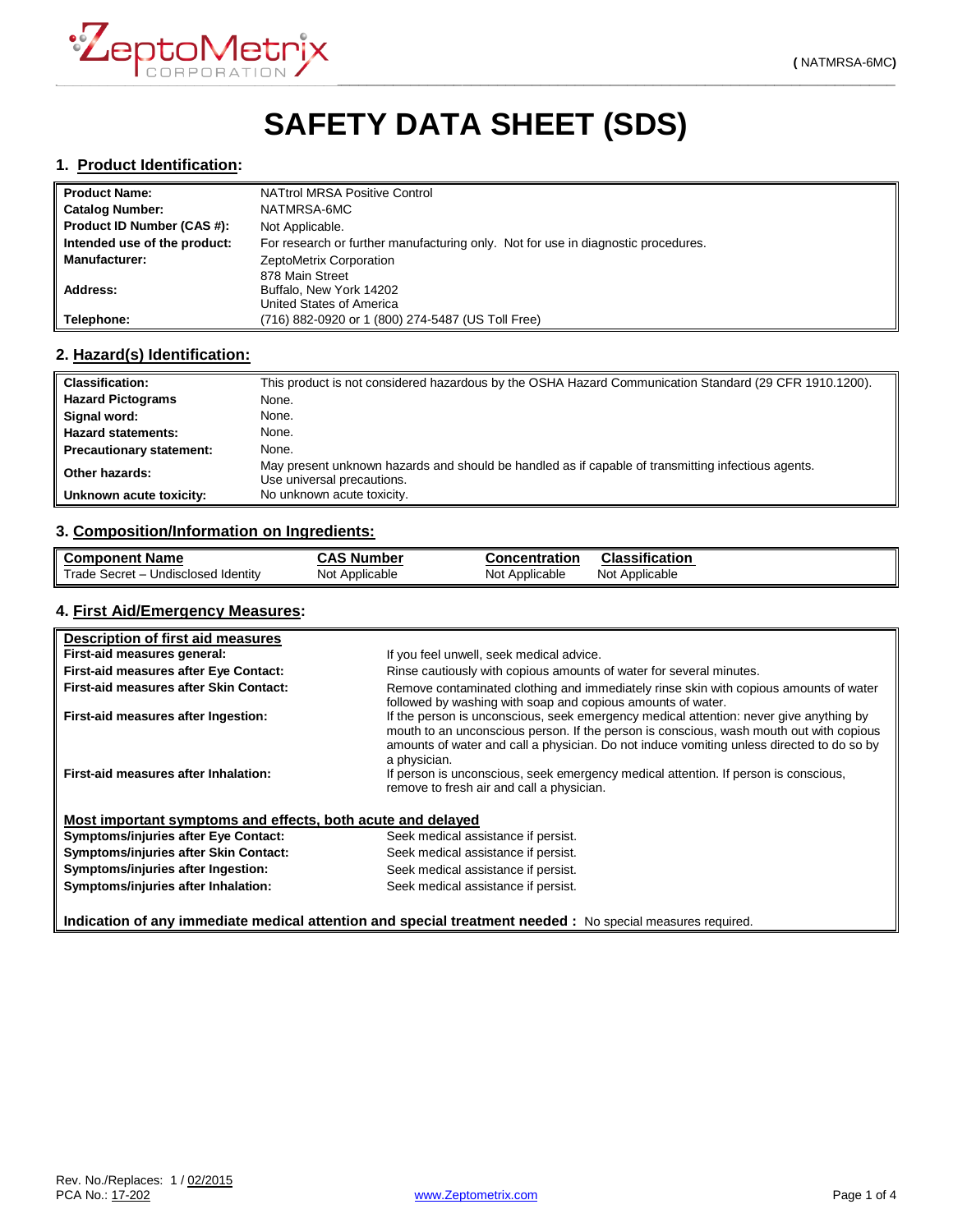ZeptoMetrix CORPORATION

# SAFETY DATA SHEET (SDS)

## 1. Product Identification:

| | |
|---|---|
| **Product Name:** | NATtrol MRSA Positive Control |
| **Catalog Number:** | NATMRSA-6MC |
| **Product ID Number (CAS #):** | Not Applicable. |
| **Intended use of the product:** | For research or further manufacturing only. Not for use in diagnostic procedures. |
| **Manufacturer:** | ZeptoMetrix Corporation |
| **Address:** | 878 Main Street<br>Buffalo, New York 14202<br>United States of America |
| **Telephone:** | (716) 882-0920 or 1 (800) 274-5487 (US Toll Free) |

## 2. Hazard(s) Identification:

| | |
|---|---|
| **Classification:** | This product is not considered hazardous by the OSHA Hazard Communication Standard (29 CFR 1910.1200). |
| **Hazard Pictograms** | None. |
| **Signal word:** | None. |
| **Hazard statements:** | None. |
| **Precautionary statement:** | None. |
| **Other hazards:** | May present unknown hazards and should be handled as if capable of transmitting infectious agents. Use universal precautions. |
| **Unknown acute toxicity:** | No unknown acute toxicity. |

## 3. Composition/Information on Ingredients:

| Component Name | CAS Number | Concentration | Classification |
|---|---|---|---|
| Trade Secret – Undisclosed Identity | Not Applicable | Not Applicable | Not Applicable |

## 4. First Aid/Emergency Measures:

**Description of first aid measures**

| | |
|---|---|
| **First-aid measures general:** | If you feel unwell, seek medical advice. |
| **First-aid measures after Eye Contact:** | Rinse cautiously with copious amounts of water for several minutes. |
| **First-aid measures after Skin Contact:** | Remove contaminated clothing and immediately rinse skin with copious amounts of water followed by washing with soap and copious amounts of water. |
| **First-aid measures after Ingestion:** | If the person is unconscious, seek emergency medical attention: never give anything by mouth to an unconscious person. If the person is conscious, wash mouth out with copious amounts of water and call a physician. Do not induce vomiting unless directed to do so by a physician. |
| **First-aid measures after Inhalation:** | If person is unconscious, seek emergency medical attention. If person is conscious, remove to fresh air and call a physician. |

**Most important symptoms and effects, both acute and delayed**

| | |
|---|---|
| **Symptoms/injuries after Eye Contact:** | Seek medical assistance if persist. |
| **Symptoms/injuries after Skin Contact:** | Seek medical assistance if persist. |
| **Symptoms/injuries after Ingestion:** | Seek medical assistance if persist. |
| **Symptoms/injuries after Inhalation:** | Seek medical assistance if persist. |

**Indication of any immediate medical attention and special treatment needed :** No special measures required.

Rev. No./Replaces: 1 / 02/2015
PCA No.: 17-202
www.Zeptometrix.com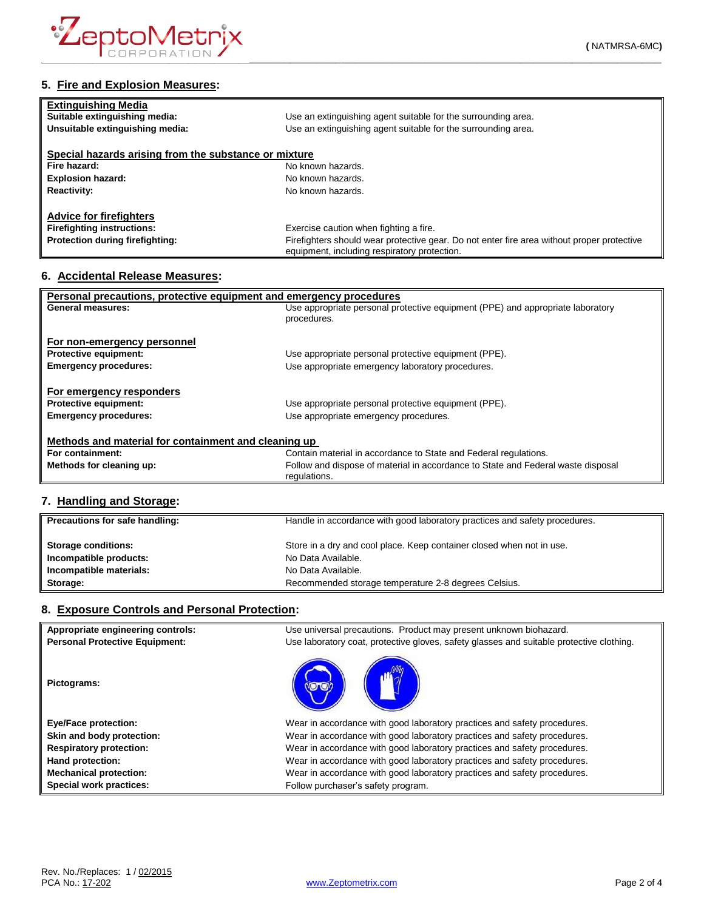## 5. Fire and Explosion Measures:

| **Extinguishing Media** | |
|---|---|
| **Suitable extinguishing media:** | Use an extinguishing agent suitable for the surrounding area. |
| **Unsuitable extinguishing media:** | Use an extinguishing agent suitable for the surrounding area. |
| **Special hazards arising from the substance or mixture** | |
| **Fire hazard:** | No known hazards. |
| **Explosion hazard:** | No known hazards. |
| **Reactivity:** | No known hazards. |
| **Advice for firefighters** | |
| **Firefighting instructions:** | Exercise caution when fighting a fire. |
| **Protection during firefighting:** | Firefighters should wear protective gear. Do not enter fire area without proper protective equipment, including respiratory protection. |

## 6. Accidental Release Measures:

| **Personal precautions, protective equipment and emergency procedures** | |
|---|---|
| **General measures:** | Use appropriate personal protective equipment (PPE) and appropriate laboratory procedures. |
| **For non-emergency personnel** | |
| **Protective equipment:** | Use appropriate personal protective equipment (PPE). |
| **Emergency procedures:** | Use appropriate emergency laboratory procedures. |
| **For emergency responders** | |
| **Protective equipment:** | Use appropriate personal protective equipment (PPE). |
| **Emergency procedures:** | Use appropriate emergency procedures. |
| **Methods and material for containment and cleaning up** | |
| **For containment:** | Contain material in accordance to State and Federal regulations. |
| **Methods for cleaning up:** | Follow and dispose of material in accordance to State and Federal waste disposal regulations. |

## 7. Handling and Storage:

| | |
|---|---|
| **Precautions for safe handling:** | Handle in accordance with good laboratory practices and safety procedures. |
| **Storage conditions:** | Store in a dry and cool place. Keep container closed when not in use. |
| **Incompatible products:** | No Data Available. |
| **Incompatible materials:** | No Data Available. |
| **Storage:** | Recommended storage temperature 2-8 degrees Celsius. |

## 8. Exposure Controls and Personal Protection:

| | |
|---|---|
| **Appropriate engineering controls:** | Use universal precautions. Product may present unknown biohazard. |
| **Personal Protective Equipment:** | Use laboratory coat, protective gloves, safety glasses and suitable protective clothing. |
| **Pictograms:** | |
| **Eye/Face protection:** | Wear in accordance with good laboratory practices and safety procedures. |
| **Skin and body protection:** | Wear in accordance with good laboratory practices and safety procedures. |
| **Respiratory protection:** | Wear in accordance with good laboratory practices and safety procedures. |
| **Hand protection:** | Wear in accordance with good laboratory practices and safety procedures. |
| **Mechanical protection:** | Wear in accordance with good laboratory practices and safety procedures. |
| **Special work practices:** | Follow purchaser's safety program. |

Rev. No./Replaces: 1 / 02/2015
PCA No.: 17-202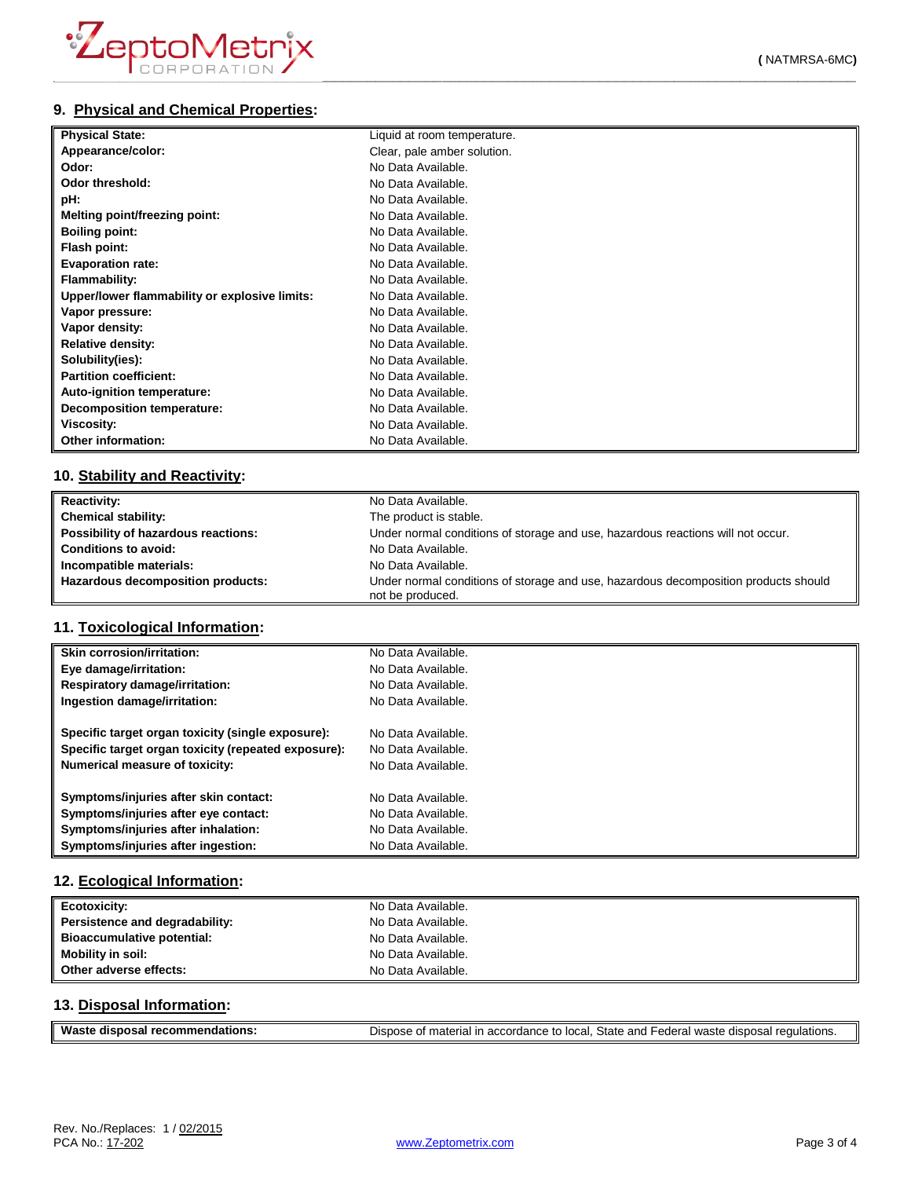## 9. Physical and Chemical Properties:

| | |
|---|---|
| **Physical State:** | Liquid at room temperature. |
| **Appearance/color:** | Clear, pale amber solution. |
| **Odor:** | No Data Available. |
| **Odor threshold:** | No Data Available. |
| **pH:** | No Data Available. |
| **Melting point/freezing point:** | No Data Available. |
| **Boiling point:** | No Data Available. |
| **Flash point:** | No Data Available. |
| **Evaporation rate:** | No Data Available. |
| **Flammability:** | No Data Available. |
| **Upper/lower flammability or explosive limits:** | No Data Available. |
| **Vapor pressure:** | No Data Available. |
| **Vapor density:** | No Data Available. |
| **Relative density:** | No Data Available. |
| **Solubility(ies):** | No Data Available. |
| **Partition coefficient:** | No Data Available. |
| **Auto-ignition temperature:** | No Data Available. |
| **Decomposition temperature:** | No Data Available. |
| **Viscosity:** | No Data Available. |
| **Other information:** | No Data Available. |

## 10. Stability and Reactivity:

| | |
|---|---|
| **Reactivity:** | No Data Available. |
| **Chemical stability:** | The product is stable. |
| **Possibility of hazardous reactions:** | Under normal conditions of storage and use, hazardous reactions will not occur. |
| **Conditions to avoid:** | No Data Available. |
| **Incompatible materials:** | No Data Available. |
| **Hazardous decomposition products:** | Under normal conditions of storage and use, hazardous decomposition products should not be produced. |

## 11. Toxicological Information:

| | |
|---|---|
| **Skin corrosion/irritation:** | No Data Available. |
| **Eye damage/irritation:** | No Data Available. |
| **Respiratory damage/irritation:** | No Data Available. |
| **Ingestion damage/irritation:** | No Data Available. |
| **Specific target organ toxicity (single exposure):** | No Data Available. |
| **Specific target organ toxicity (repeated exposure):** | No Data Available. |
| **Numerical measure of toxicity:** | No Data Available. |
| **Symptoms/injuries after skin contact:** | No Data Available. |
| **Symptoms/injuries after eye contact:** | No Data Available. |
| **Symptoms/injuries after inhalation:** | No Data Available. |
| **Symptoms/injuries after ingestion:** | No Data Available. |

## 12. Ecological Information:

| | |
|---|---|
| **Ecotoxicity:** | No Data Available. |
| **Persistence and degradability:** | No Data Available. |
| **Bioaccumulative potential:** | No Data Available. |
| **Mobility in soil:** | No Data Available. |
| **Other adverse effects:** | No Data Available. |

## 13. Disposal Information:

| | |
|---|---|
| **Waste disposal recommendations:** | Dispose of material in accordance to local, State and Federal waste disposal regulations. |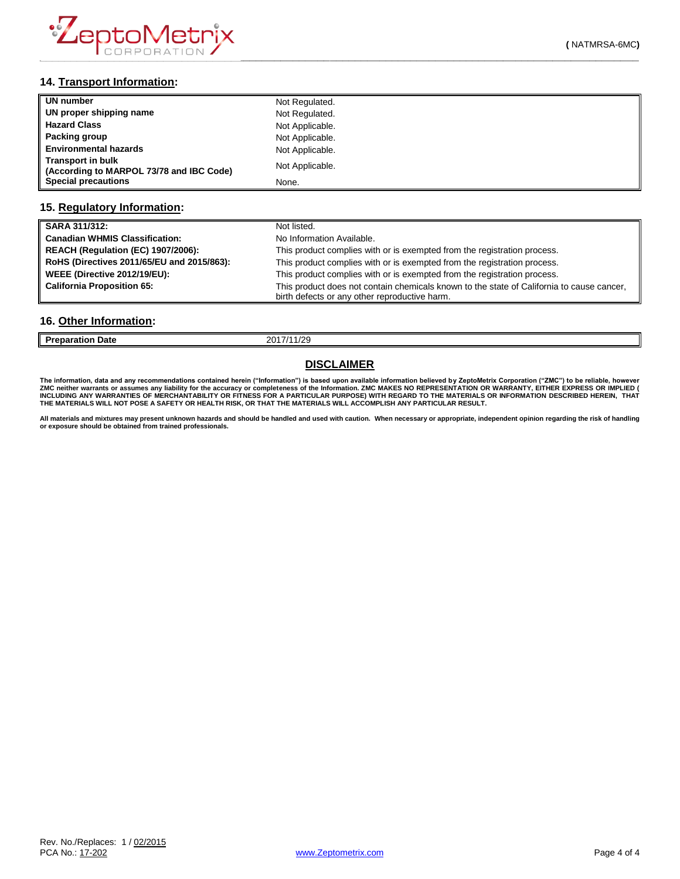## 14. Transport Information:

| | |
|---|---|
| **UN number** | Not Regulated. |
| **UN proper shipping name** | Not Regulated. |
| **Hazard Class** | Not Applicable. |
| **Packing group** | Not Applicable. |
| **Environmental hazards** | Not Applicable. |
| **Transport in bulk (According to MARPOL 73/78 and IBC Code)** | Not Applicable. |
| **Special precautions** | None. |

## 15. Regulatory Information:

| | |
|---|---|
| **SARA 311/312:** | Not listed. |
| **Canadian WHMIS Classification:** | No Information Available. |
| **REACH (Regulation (EC) 1907/2006):** | This product complies with or is exempted from the registration process. |
| **RoHS (Directives 2011/65/EU and 2015/863):** | This product complies with or is exempted from the registration process. |
| **WEEE (Directive 2012/19/EU):** | This product complies with or is exempted from the registration process. |
| **California Proposition 65:** | This product does not contain chemicals known to the state of California to cause cancer, birth defects or any other reproductive harm. |

## 16. Other Information:

| | |
|---|---|
| **Preparation Date** | 2017/11/29 |

## DISCLAIMER

**The information, data and any recommendations contained herein ("Information") is based upon available information believed by ZeptoMetrix Corporation ("ZMC") to be reliable, however ZMC neither warrants or assumes any liability for the accuracy or completeness of the Information. ZMC MAKES NO REPRESENTATION OR WARRANTY, EITHER EXPRESS OR IMPLIED ( INCLUDING ANY WARRANTIES OF MERCHANTABILITY OR FITNESS FOR A PARTICULAR PURPOSE) WITH REGARD TO THE MATERIALS OR INFORMATION DESCRIBED HEREIN, THAT THE MATERIALS WILL NOT POSE A SAFETY OR HEALTH RISK, OR THAT THE MATERIALS WILL ACCOMPLISH ANY PARTICULAR RESULT.**

**All materials and mixtures may present unknown hazards and should be handled and used with caution. When necessary or appropriate, independent opinion regarding the risk of handling or exposure should be obtained from trained professionals.**

Rev. No./Replaces: 1 / 02/2015
PCA No.: 17-202

www.Zeptometrix.com